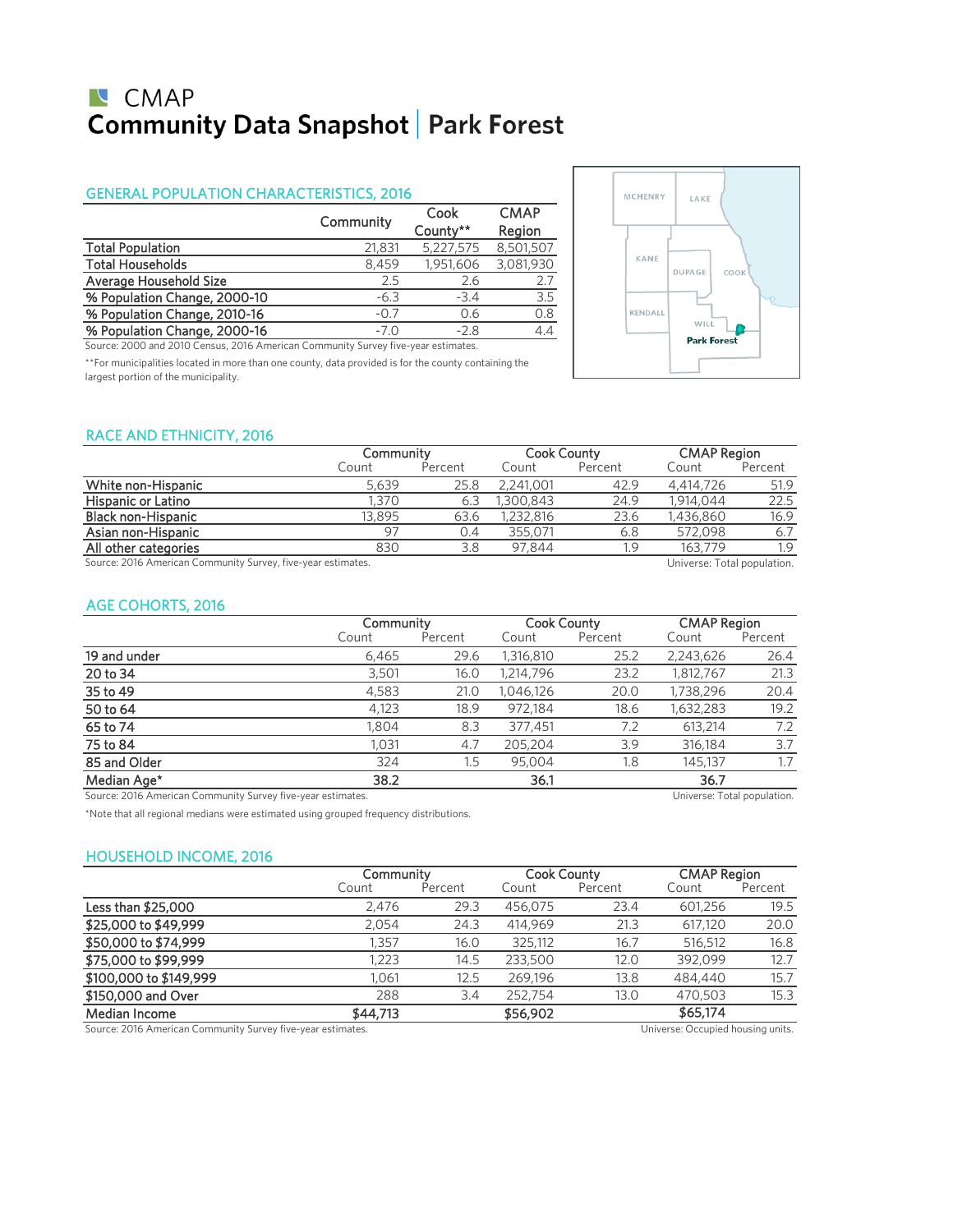# CMAP

# Community Data Snapshot | Park Forest

## GENERAL POPULATION CHARACTERISTICS, 2016

| | Community | Cook County** | CMAP Region |
|---|---|---|---|
| Total Population | 21,831 | 5,227,575 | 8,501,507 |
| Total Households | 8,459 | 1,951,606 | 3,081,930 |
| Average Household Size | 2.5 | 2.6 | 2.7 |
| % Population Change, 2000-10 | -6.3 | -3.4 | 3.5 |
| % Population Change, 2010-16 | -0.7 | 0.6 | 0.8 |
| % Population Change, 2000-16 | -7.0 | -2.8 | 4.4 |

Source: 2000 and 2010 Census, 2016 American Community Survey five-year estimates.

**For municipalities located in more than one county, data provided is for the county containing the largest portion of the municipality.

## RACE AND ETHNICITY, 2016

| | Community | | Cook County | | CMAP Region | |
|---|---|---|---|---|---|---|
| | Count | Percent | Count | Percent | Count | Percent |
| White non-Hispanic | 5,639 | 25.8 | 2,241,001 | 42.9 | 4,414,726 | 51.9 |
| Hispanic or Latino | 1,370 | 6.3 | 1,300,843 | 24.9 | 1,914,044 | 22.5 |
| Black non-Hispanic | 13,895 | 63.6 | 1,232,816 | 23.6 | 1,436,860 | 16.9 |
| Asian non-Hispanic | 97 | 0.4 | 355,071 | 6.8 | 572,098 | 6.7 |
| All other categories | 830 | 3.8 | 97,844 | 1.9 | 163,779 | 1.9 |

Source: 2016 American Community Survey, five-year estimates. Universe: Total population.

## AGE COHORTS, 2016

| | Community | | Cook County | | CMAP Region | |
|---|---|---|---|---|---|---|
| | Count | Percent | Count | Percent | Count | Percent |
| 19 and under | 6,465 | 29.6 | 1,316,810 | 25.2 | 2,243,626 | 26.4 |
| 20 to 34 | 3,501 | 16.0 | 1,214,796 | 23.2 | 1,812,767 | 21.3 |
| 35 to 49 | 4,583 | 21.0 | 1,046,126 | 20.0 | 1,738,296 | 20.4 |
| 50 to 64 | 4,123 | 18.9 | 972,184 | 18.6 | 1,632,283 | 19.2 |
| 65 to 74 | 1,804 | 8.3 | 377,451 | 7.2 | 613,214 | 7.2 |
| 75 to 84 | 1,031 | 4.7 | 205,204 | 3.9 | 316,184 | 3.7 |
| 85 and Older | 324 | 1.5 | 95,004 | 1.8 | 145,137 | 1.7 |
| Median Age* | **38.2** | | **36.1** | | **36.7** | |

Source: 2016 American Community Survey five-year estimates. Universe: Total population.

*Note that all regional medians were estimated using grouped frequency distributions.

## HOUSEHOLD INCOME, 2016

| | Community | | Cook County | | CMAP Region | |
|---|---|---|---|---|---|---|
| | Count | Percent | Count | Percent | Count | Percent |
| Less than $25,000 | 2,476 | 29.3 | 456,075 | 23.4 | 601,256 | 19.5 |
| $25,000 to $49,999 | 2,054 | 24.3 | 414,969 | 21.3 | 617,120 | 20.0 |
| $50,000 to $74,999 | 1,357 | 16.0 | 325,112 | 16.7 | 516,512 | 16.8 |
| $75,000 to $99,999 | 1,223 | 14.5 | 233,500 | 12.0 | 392,099 | 12.7 |
| $100,000 to $149,999 | 1,061 | 12.5 | 269,196 | 13.8 | 484,440 | 15.7 |
| $150,000 and Over | 288 | 3.4 | 252,754 | 13.0 | 470,503 | 15.3 |
| Median Income | **$44,713** | | **$56,902** | | **$65,174** | |

Source: 2016 American Community Survey five-year estimates. Universe: Occupied housing units.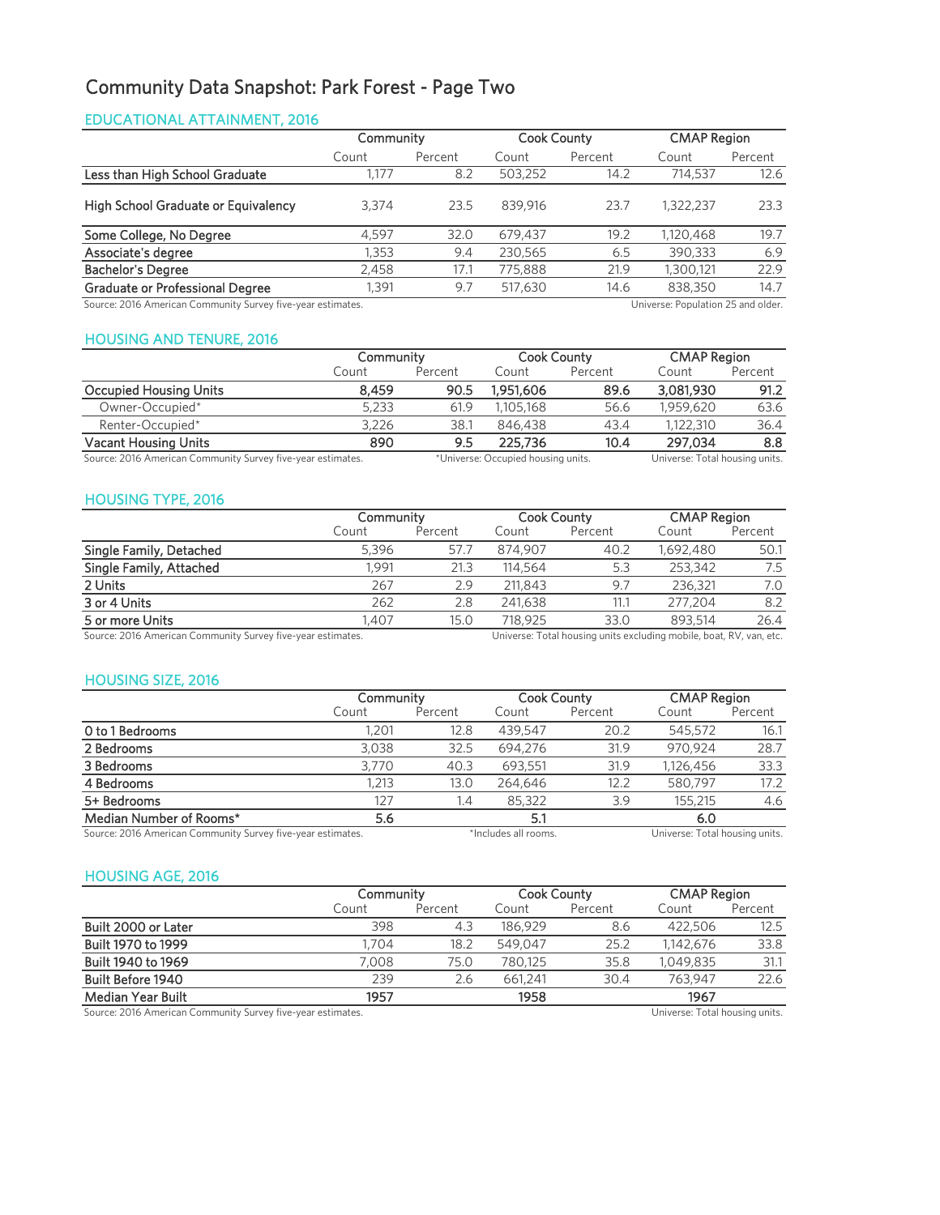# Community Data Snapshot: Park Forest - Page Two

## EDUCATIONAL ATTAINMENT, 2016

| | Community | | Cook County | | CMAP Region | |
|---|---|---|---|---|---|---|
| | Count | Percent | Count | Percent | Count | Percent |
| Less than High School Graduate | 1,177 | 8.2 | 503,252 | 14.2 | 714,537 | 12.6 |
| High School Graduate or Equivalency | 3,374 | 23.5 | 839,916 | 23.7 | 1,322,237 | 23.3 |
| Some College, No Degree | 4,597 | 32.0 | 679,437 | 19.2 | 1,120,468 | 19.7 |
| Associate's degree | 1,353 | 9.4 | 230,565 | 6.5 | 390,333 | 6.9 |
| Bachelor's Degree | 2,458 | 17.1 | 775,888 | 21.9 | 1,300,121 | 22.9 |
| Graduate or Professional Degree | 1,391 | 9.7 | 517,630 | 14.6 | 838,350 | 14.7 |

Source: 2016 American Community Survey five-year estimates. Universe: Population 25 and older.

## HOUSING AND TENURE, 2016

| | Community | | Cook County | | CMAP Region | |
|---|---|---|---|---|---|---|
| | Count | Percent | Count | Percent | Count | Percent |
| **Occupied Housing Units** | **8,459** | **90.5** | **1,951,606** | **89.6** | **3,081,930** | **91.2** |
| Owner-Occupied* | 5,233 | 61.9 | 1,105,168 | 56.6 | 1,959,620 | 63.6 |
| Renter-Occupied* | 3,226 | 38.1 | 846,438 | 43.4 | 1,122,310 | 36.4 |
| **Vacant Housing Units** | **890** | **9.5** | **225,736** | **10.4** | **297,034** | **8.8** |

Source: 2016 American Community Survey five-year estimates. *Universe: Occupied housing units. Universe: Total housing units.

## HOUSING TYPE, 2016

| | Community | | Cook County | | CMAP Region | |
|---|---|---|---|---|---|---|
| | Count | Percent | Count | Percent | Count | Percent |
| Single Family, Detached | 5,396 | 57.7 | 874,907 | 40.2 | 1,692,480 | 50.1 |
| Single Family, Attached | 1,991 | 21.3 | 114,564 | 5.3 | 253,342 | 7.5 |
| 2 Units | 267 | 2.9 | 211,843 | 9.7 | 236,321 | 7.0 |
| 3 or 4 Units | 262 | 2.8 | 241,638 | 11.1 | 277,204 | 8.2 |
| 5 or more Units | 1,407 | 15.0 | 718,925 | 33.0 | 893,514 | 26.4 |

Source: 2016 American Community Survey five-year estimates. Universe: Total housing units excluding mobile, boat, RV, van, etc.

## HOUSING SIZE, 2016

| | Community | | Cook County | | CMAP Region | |
|---|---|---|---|---|---|---|
| | Count | Percent | Count | Percent | Count | Percent |
| 0 to 1 Bedrooms | 1,201 | 12.8 | 439,547 | 20.2 | 545,572 | 16.1 |
| 2 Bedrooms | 3,038 | 32.5 | 694,276 | 31.9 | 970,924 | 28.7 |
| 3 Bedrooms | 3,770 | 40.3 | 693,551 | 31.9 | 1,126,456 | 33.3 |
| 4 Bedrooms | 1,213 | 13.0 | 264,646 | 12.2 | 580,797 | 17.2 |
| 5+ Bedrooms | 127 | 1.4 | 85,322 | 3.9 | 155,215 | 4.6 |
| **Median Number of Rooms*** | **5.6** | | **5.1** | | **6.0** | |

Source: 2016 American Community Survey five-year estimates. *Includes all rooms. Universe: Total housing units.

## HOUSING AGE, 2016

| | Community | | Cook County | | CMAP Region | |
|---|---|---|---|---|---|---|
| | Count | Percent | Count | Percent | Count | Percent |
| Built 2000 or Later | 398 | 4.3 | 186,929 | 8.6 | 422,506 | 12.5 |
| Built 1970 to 1999 | 1,704 | 18.2 | 549,047 | 25.2 | 1,142,676 | 33.8 |
| Built 1940 to 1969 | 7,008 | 75.0 | 780,125 | 35.8 | 1,049,835 | 31.1 |
| Built Before 1940 | 239 | 2.6 | 661,241 | 30.4 | 763,947 | 22.6 |
| **Median Year Built** | **1957** | | **1958** | | **1967** | |

Source: 2016 American Community Survey five-year estimates. Universe: Total housing units.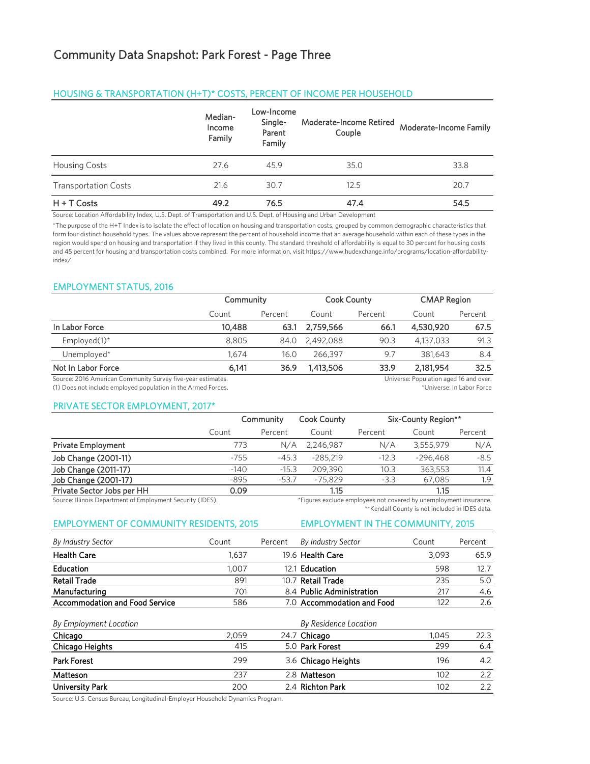# Community Data Snapshot: Park Forest - Page Three

## HOUSING & TRANSPORTATION (H+T)* COSTS, PERCENT OF INCOME PER HOUSEHOLD

| | Median-Income Family | Low-Income Single-Parent Family | Moderate-Income Retired Couple | Moderate-Income Family |
|---|---|---|---|---|
| Housing Costs | 27.6 | 45.9 | 35.0 | 33.8 |
| Transportation Costs | 21.6 | 30.7 | 12.5 | 20.7 |
| **H + T Costs** | **49.2** | **76.5** | **47.4** | **54.5** |

Source: Location Affordability Index, U.S. Dept. of Transportation and U.S. Dept. of Housing and Urban Development

*The purpose of the H+T Index is to isolate the effect of location on housing and transportation costs, grouped by common demographic characteristics that form four distinct household types. The values above represent the percent of household income that an average household within each of these types in the region would spend on housing and transportation if they lived in this county. The standard threshold of affordability is equal to 30 percent for housing costs and 45 percent for housing and transportation costs combined. For more information, visit https://www.hudexchange.info/programs/location-affordability-index/.

## EMPLOYMENT STATUS, 2016

| | Community | | Cook County | | CMAP Region | |
|---|---|---|---|---|---|---|
| | Count | Percent | Count | Percent | Count | Percent |
| **In Labor Force** | **10,488** | **63.1** | **2,759,566** | **66.1** | **4,530,920** | **67.5** |
| Employed(1)* | 8,805 | 84.0 | 2,492,088 | 90.3 | 4,137,033 | 91.3 |
| Unemployed* | 1,674 | 16.0 | 266,397 | 9.7 | 381,643 | 8.4 |
| **Not In Labor Force** | **6,141** | **36.9** | **1,413,506** | **33.9** | **2,181,954** | **32.5** |

Source: 2016 American Community Survey five-year estimates.
(1) Does not include employed population in the Armed Forces.

Universe: Population aged 16 and over.
*Universe: In Labor Force

## PRIVATE SECTOR EMPLOYMENT, 2017*

| | Community | | Cook County | | Six-County Region** | |
|---|---|---|---|---|---|---|
| | Count | Percent | Count | Percent | Count | Percent |
| Private Employment | 773 | N/A | 2,246,987 | N/A | 3,555,979 | N/A |
| Job Change (2001-11) | -755 | -45.3 | -285,219 | -12.3 | -296,468 | -8.5 |
| Job Change (2011-17) | -140 | -15.3 | 209,390 | 10.3 | 363,553 | 11.4 |
| Job Change (2001-17) | -895 | -53.7 | -75,829 | -3.3 | 67,085 | 1.9 |
| Private Sector Jobs per HH | **0.09** | | **1.15** | | **1.15** | |

Source: Illinois Department of Employment Security (IDES).

*Figures exclude employees not covered by unemployment insurance.
**Kendall County is not included in IDES data.

## EMPLOYMENT OF COMMUNITY RESIDENTS, 2015

| *By Industry Sector* | Count | Percent |
|---|---|---|
| **Health Care** | 1,637 | 19.6 |
| **Education** | 1,007 | 12.1 |
| **Retail Trade** | 891 | 10.7 |
| **Manufacturing** | 701 | 8.4 |
| **Accommodation and Food Service** | 586 | 7.0 |

| *By Employment Location* | Count | Percent |
|---|---|---|
| **Chicago** | 2,059 | 24.7 |
| **Chicago Heights** | 415 | 5.0 |
| **Park Forest** | 299 | 3.6 |
| **Matteson** | 237 | 2.8 |
| **University Park** | 200 | 2.4 |

## EMPLOYMENT IN THE COMMUNITY, 2015

| *By Industry Sector* | Count | Percent |
|---|---|---|
| **Health Care** | 3,093 | 65.9 |
| **Education** | 598 | 12.7 |
| **Retail Trade** | 235 | 5.0 |
| **Public Administration** | 217 | 4.6 |
| **Accommodation and Food** | 122 | 2.6 |

| *By Residence Location* | Count | Percent |
|---|---|---|
| **Chicago** | 1,045 | 22.3 |
| **Park Forest** | 299 | 6.4 |
| **Chicago Heights** | 196 | 4.2 |
| **Matteson** | 102 | 2.2 |
| **Richton Park** | 102 | 2.2 |

Source: U.S. Census Bureau, Longitudinal-Employer Household Dynamics Program.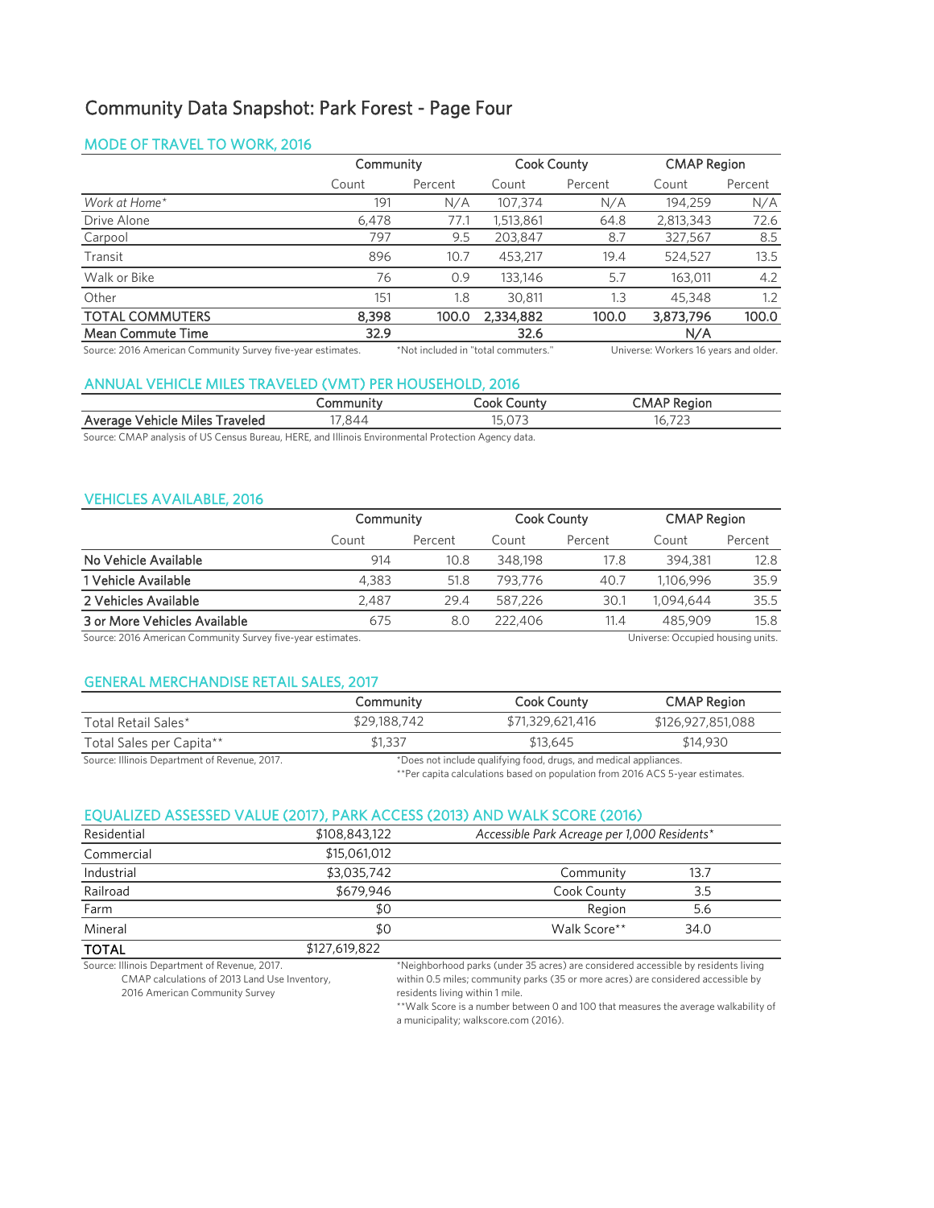# Community Data Snapshot: Park Forest - Page Four

## MODE OF TRAVEL TO WORK, 2016

| | Community | | Cook County | | CMAP Region | |
|---|---|---|---|---|---|---|
| | Count | Percent | Count | Percent | Count | Percent |
| *Work at Home** | 191 | N/A | 107,374 | N/A | 194,259 | N/A |
| Drive Alone | 6,478 | 77.1 | 1,513,861 | 64.8 | 2,813,343 | 72.6 |
| Carpool | 797 | 9.5 | 203,847 | 8.7 | 327,567 | 8.5 |
| Transit | 896 | 10.7 | 453,217 | 19.4 | 524,527 | 13.5 |
| Walk or Bike | 76 | 0.9 | 133,146 | 5.7 | 163,011 | 4.2 |
| Other | 151 | 1.8 | 30,811 | 1.3 | 45,348 | 1.2 |
| **TOTAL COMMUTERS** | **8,398** | **100.0** | **2,334,882** | **100.0** | **3,873,796** | **100.0** |
| **Mean Commute Time** | **32.9** | | **32.6** | | **N/A** | |

Source: 2016 American Community Survey five-year estimates. *Not included in "total commuters." Universe: Workers 16 years and older.

## ANNUAL VEHICLE MILES TRAVELED (VMT) PER HOUSEHOLD, 2016

| | Community | Cook County | CMAP Region |
|---|---|---|---|
| **Average Vehicle Miles Traveled** | 17,844 | 15,073 | 16,723 |

Source: CMAP analysis of US Census Bureau, HERE, and Illinois Environmental Protection Agency data.

## VEHICLES AVAILABLE, 2016

| | Community | | Cook County | | CMAP Region | |
|---|---|---|---|---|---|---|
| | Count | Percent | Count | Percent | Count | Percent |
| **No Vehicle Available** | 914 | 10.8 | 348,198 | 17.8 | 394,381 | 12.8 |
| **1 Vehicle Available** | 4,383 | 51.8 | 793,776 | 40.7 | 1,106,996 | 35.9 |
| **2 Vehicles Available** | 2,487 | 29.4 | 587,226 | 30.1 | 1,094,644 | 35.5 |
| **3 or More Vehicles Available** | 675 | 8.0 | 222,406 | 11.4 | 485,909 | 15.8 |

Source: 2016 American Community Survey five-year estimates. Universe: Occupied housing units.

## GENERAL MERCHANDISE RETAIL SALES, 2017

| | Community | Cook County | CMAP Region |
|---|---|---|---|
| Total Retail Sales* | $29,188,742 | $71,329,621,416 | $126,927,851,088 |
| Total Sales per Capita** | $1,337 | $13,645 | $14,930 |

Source: Illinois Department of Revenue, 2017.

*Does not include qualifying food, drugs, and medical appliances.

**Per capita calculations based on population from 2016 ACS 5-year estimates.

## EQUALIZED ASSESSED VALUE (2017), PARK ACCESS (2013) AND WALK SCORE (2016)

| | |
|---|---|
| Residential | $108,843,122 |
| Commercial | $15,061,012 |
| Industrial | $3,035,742 |
| Railroad | $679,946 |
| Farm | $0 |
| Mineral | $0 |
| **TOTAL** | $127,619,822 |

| *Accessible Park Acreage per 1,000 Residents** | |
|---|---|
| Community | 13.7 |
| Cook County | 3.5 |
| Region | 5.6 |
| Walk Score** | 34.0 |

Source: Illinois Department of Revenue, 2017. CMAP calculations of 2013 Land Use Inventory, 2016 American Community Survey

*Neighborhood parks (under 35 acres) are considered accessible by residents living within 0.5 miles; community parks (35 or more acres) are considered accessible by residents living within 1 mile.

**Walk Score is a number between 0 and 100 that measures the average walkability of a municipality; walkscore.com (2016).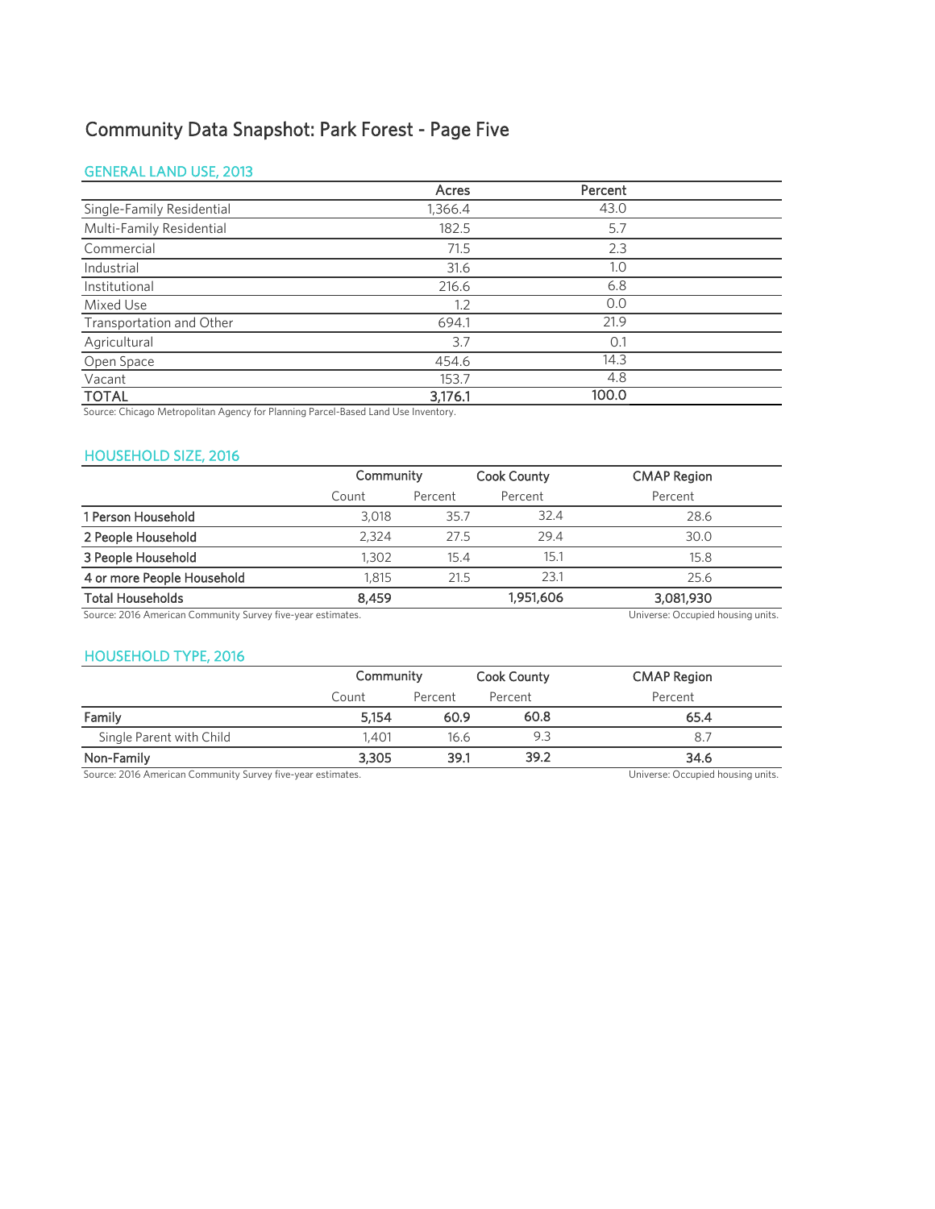# Community Data Snapshot: Park Forest - Page Five

## GENERAL LAND USE, 2013

| | Acres | Percent |
|---|---|---|
| Single-Family Residential | 1,366.4 | 43.0 |
| Multi-Family Residential | 182.5 | 5.7 |
| Commercial | 71.5 | 2.3 |
| Industrial | 31.6 | 1.0 |
| Institutional | 216.6 | 6.8 |
| Mixed Use | 1.2 | 0.0 |
| Transportation and Other | 694.1 | 21.9 |
| Agricultural | 3.7 | 0.1 |
| Open Space | 454.6 | 14.3 |
| Vacant | 153.7 | 4.8 |
| **TOTAL** | **3,176.1** | **100.0** |

Source: Chicago Metropolitan Agency for Planning Parcel-Based Land Use Inventory.

## HOUSEHOLD SIZE, 2016

| | Community | | Cook County | CMAP Region |
|---|---|---|---|---|
| | Count | Percent | Percent | Percent |
| **1 Person Household** | 3,018 | 35.7 | 32.4 | 28.6 |
| **2 People Household** | 2,324 | 27.5 | 29.4 | 30.0 |
| **3 People Household** | 1,302 | 15.4 | 15.1 | 15.8 |
| **4 or more People Household** | 1,815 | 21.5 | 23.1 | 25.6 |
| **Total Households** | **8,459** | | **1,951,606** | **3,081,930** |

Source: 2016 American Community Survey five-year estimates.

Universe: Occupied housing units.

## HOUSEHOLD TYPE, 2016

| | Community | | Cook County | CMAP Region |
|---|---|---|---|---|
| | Count | Percent | Percent | Percent |
| **Family** | **5,154** | **60.9** | **60.8** | **65.4** |
| Single Parent with Child | 1,401 | 16.6 | 9.3 | 8.7 |
| **Non-Family** | **3,305** | **39.1** | **39.2** | **34.6** |

Source: 2016 American Community Survey five-year estimates.

Universe: Occupied housing units.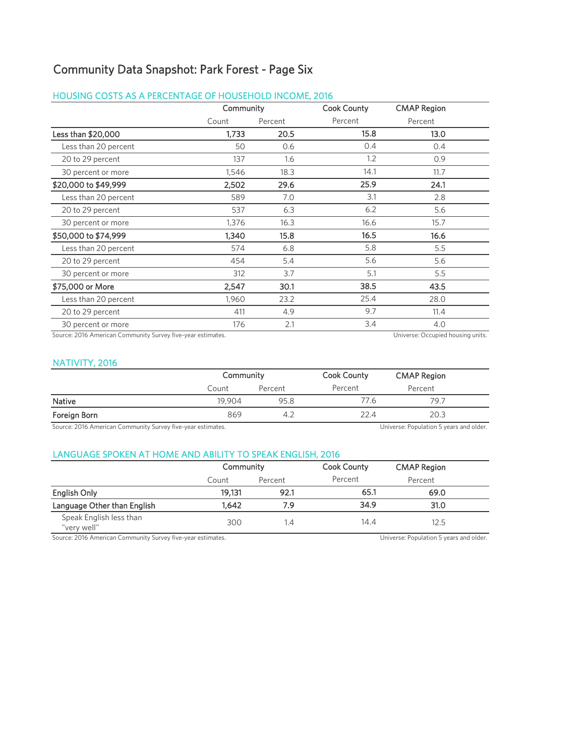# Community Data Snapshot: Park Forest - Page Six

## HOUSING COSTS AS A PERCENTAGE OF HOUSEHOLD INCOME, 2016

| | Community | | Cook County | CMAP Region |
|---|---|---|---|---|
| | Count | Percent | Percent | Percent |
| **Less than $20,000** | **1,733** | **20.5** | **15.8** | **13.0** |
| Less than 20 percent | 50 | 0.6 | 0.4 | 0.4 |
| 20 to 29 percent | 137 | 1.6 | 1.2 | 0.9 |
| 30 percent or more | 1,546 | 18.3 | 14.1 | 11.7 |
| **$20,000 to $49,999** | **2,502** | **29.6** | **25.9** | **24.1** |
| Less than 20 percent | 589 | 7.0 | 3.1 | 2.8 |
| 20 to 29 percent | 537 | 6.3 | 6.2 | 5.6 |
| 30 percent or more | 1,376 | 16.3 | 16.6 | 15.7 |
| **$50,000 to $74,999** | **1,340** | **15.8** | **16.5** | **16.6** |
| Less than 20 percent | 574 | 6.8 | 5.8 | 5.5 |
| 20 to 29 percent | 454 | 5.4 | 5.6 | 5.6 |
| 30 percent or more | 312 | 3.7 | 5.1 | 5.5 |
| **$75,000 or More** | **2,547** | **30.1** | **38.5** | **43.5** |
| Less than 20 percent | 1,960 | 23.2 | 25.4 | 28.0 |
| 20 to 29 percent | 411 | 4.9 | 9.7 | 11.4 |
| 30 percent or more | 176 | 2.1 | 3.4 | 4.0 |

Source: 2016 American Community Survey five-year estimates. Universe: Occupied housing units.

## NATIVITY, 2016

| | Community | | Cook County | CMAP Region |
|---|---|---|---|---|
| | Count | Percent | Percent | Percent |
| **Native** | 19,904 | 95.8 | 77.6 | 79.7 |
| **Foreign Born** | 869 | 4.2 | 22.4 | 20.3 |

Source: 2016 American Community Survey five-year estimates. Universe: Population 5 years and older.

## LANGUAGE SPOKEN AT HOME AND ABILITY TO SPEAK ENGLISH, 2016

| | Community | | Cook County | CMAP Region |
|---|---|---|---|---|
| | Count | Percent | Percent | Percent |
| **English Only** | **19,131** | **92.1** | **65.1** | **69.0** |
| **Language Other than English** | **1,642** | **7.9** | **34.9** | **31.0** |
| Speak English less than "very well" | 300 | 1.4 | 14.4 | 12.5 |

Source: 2016 American Community Survey five-year estimates. Universe: Population 5 years and older.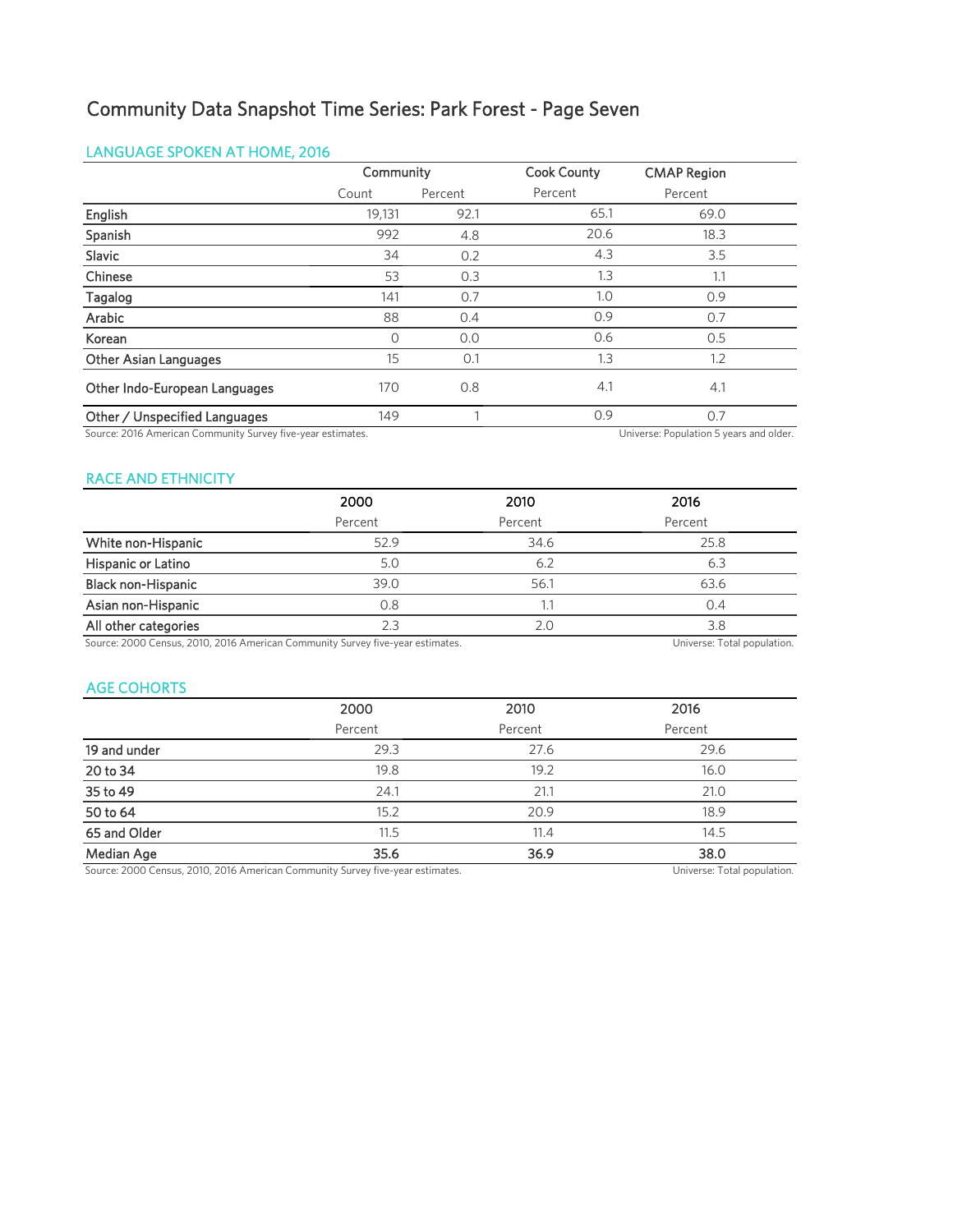# Community Data Snapshot Time Series: Park Forest - Page Seven

## LANGUAGE SPOKEN AT HOME, 2016

| | Community | | Cook County | CMAP Region |
|---|---|---|---|---|
| | Count | Percent | Percent | Percent |
| English | 19,131 | 92.1 | 65.1 | 69.0 |
| Spanish | 992 | 4.8 | 20.6 | 18.3 |
| Slavic | 34 | 0.2 | 4.3 | 3.5 |
| Chinese | 53 | 0.3 | 1.3 | 1.1 |
| Tagalog | 141 | 0.7 | 1.0 | 0.9 |
| Arabic | 88 | 0.4 | 0.9 | 0.7 |
| Korean | 0 | 0.0 | 0.6 | 0.5 |
| Other Asian Languages | 15 | 0.1 | 1.3 | 1.2 |
| Other Indo-European Languages | 170 | 0.8 | 4.1 | 4.1 |
| Other / Unspecified Languages | 149 | 1 | 0.9 | 0.7 |

Source: 2016 American Community Survey five-year estimates. Universe: Population 5 years and older.

## RACE AND ETHNICITY

| | 2000 | 2010 | 2016 |
|---|---|---|---|
| | Percent | Percent | Percent |
| White non-Hispanic | 52.9 | 34.6 | 25.8 |
| Hispanic or Latino | 5.0 | 6.2 | 6.3 |
| Black non-Hispanic | 39.0 | 56.1 | 63.6 |
| Asian non-Hispanic | 0.8 | 1.1 | 0.4 |
| All other categories | 2.3 | 2.0 | 3.8 |

Source: 2000 Census, 2010, 2016 American Community Survey five-year estimates. Universe: Total population.

## AGE COHORTS

| | 2000 | 2010 | 2016 |
|---|---|---|---|
| | Percent | Percent | Percent |
| 19 and under | 29.3 | 27.6 | 29.6 |
| 20 to 34 | 19.8 | 19.2 | 16.0 |
| 35 to 49 | 24.1 | 21.1 | 21.0 |
| 50 to 64 | 15.2 | 20.9 | 18.9 |
| 65 and Older | 11.5 | 11.4 | 14.5 |
| **Median Age** | **35.6** | **36.9** | **38.0** |

Source: 2000 Census, 2010, 2016 American Community Survey five-year estimates. Universe: Total population.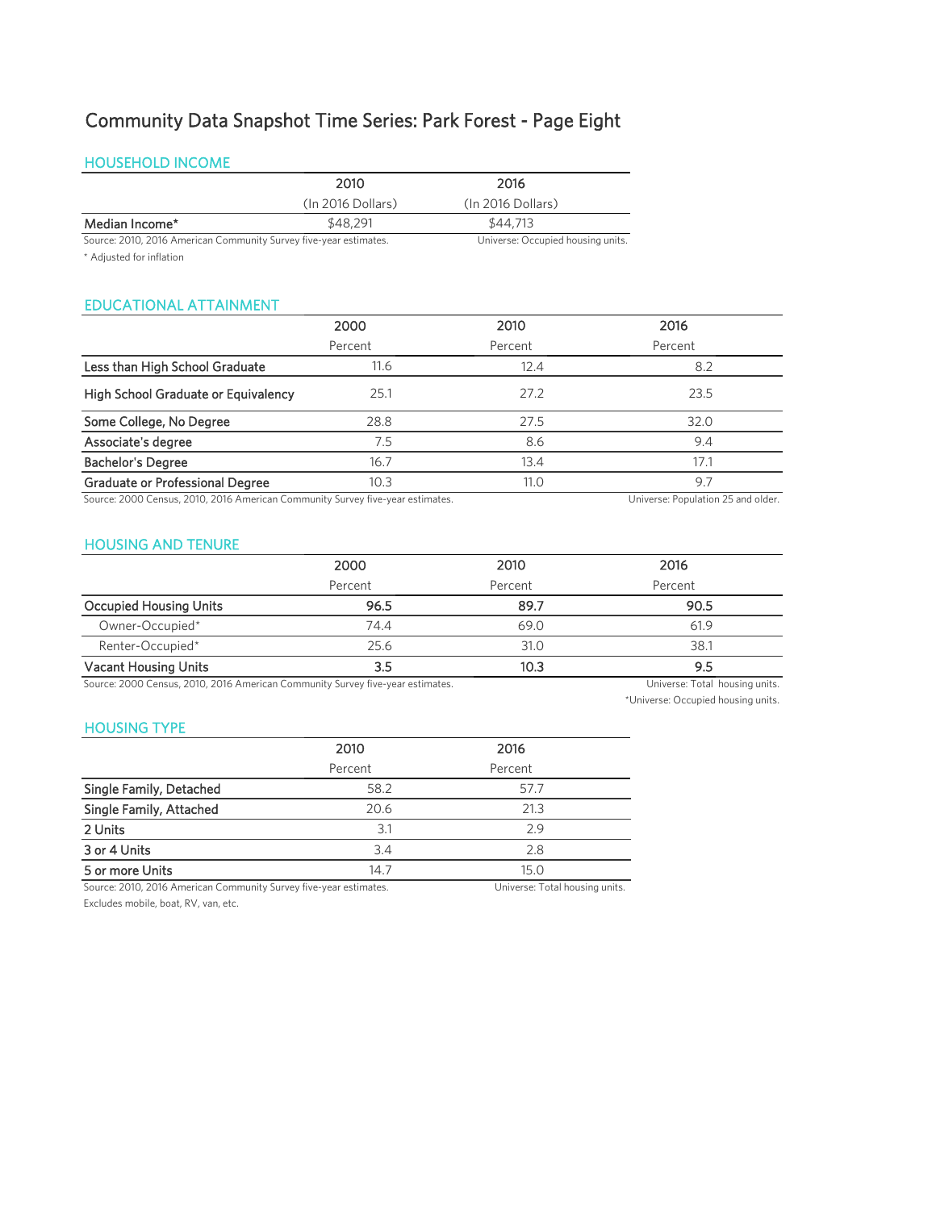# Community Data Snapshot Time Series: Park Forest - Page Eight

## HOUSEHOLD INCOME

| | 2010 (In 2016 Dollars) | 2016 (In 2016 Dollars) |
|---|---|---|
| Median Income* | $48,291 | $44,713 |

Source: 2010, 2016 American Community Survey five-year estimates. Universe: Occupied housing units.

* Adjusted for inflation

## EDUCATIONAL ATTAINMENT

| | 2000 Percent | 2010 Percent | 2016 Percent |
|---|---|---|---|
| Less than High School Graduate | 11.6 | 12.4 | 8.2 |
| High School Graduate or Equivalency | 25.1 | 27.2 | 23.5 |
| Some College, No Degree | 28.8 | 27.5 | 32.0 |
| Associate's degree | 7.5 | 8.6 | 9.4 |
| Bachelor's Degree | 16.7 | 13.4 | 17.1 |
| Graduate or Professional Degree | 10.3 | 11.0 | 9.7 |

Source: 2000 Census, 2010, 2016 American Community Survey five-year estimates. Universe: Population 25 and older.

## HOUSING AND TENURE

| | 2000 Percent | 2010 Percent | 2016 Percent |
|---|---|---|---|
| **Occupied Housing Units** | **96.5** | **89.7** | **90.5** |
| Owner-Occupied* | 74.4 | 69.0 | 61.9 |
| Renter-Occupied* | 25.6 | 31.0 | 38.1 |
| **Vacant Housing Units** | **3.5** | **10.3** | **9.5** |

Source: 2000 Census, 2010, 2016 American Community Survey five-year estimates. Universe: Total housing units.

*Universe: Occupied housing units.

## HOUSING TYPE

| | 2010 Percent | 2016 Percent |
|---|---|---|
| Single Family, Detached | 58.2 | 57.7 |
| Single Family, Attached | 20.6 | 21.3 |
| 2 Units | 3.1 | 2.9 |
| 3 or 4 Units | 3.4 | 2.8 |
| 5 or more Units | 14.7 | 15.0 |

Source: 2010, 2016 American Community Survey five-year estimates. Universe: Total housing units.

Excludes mobile, boat, RV, van, etc.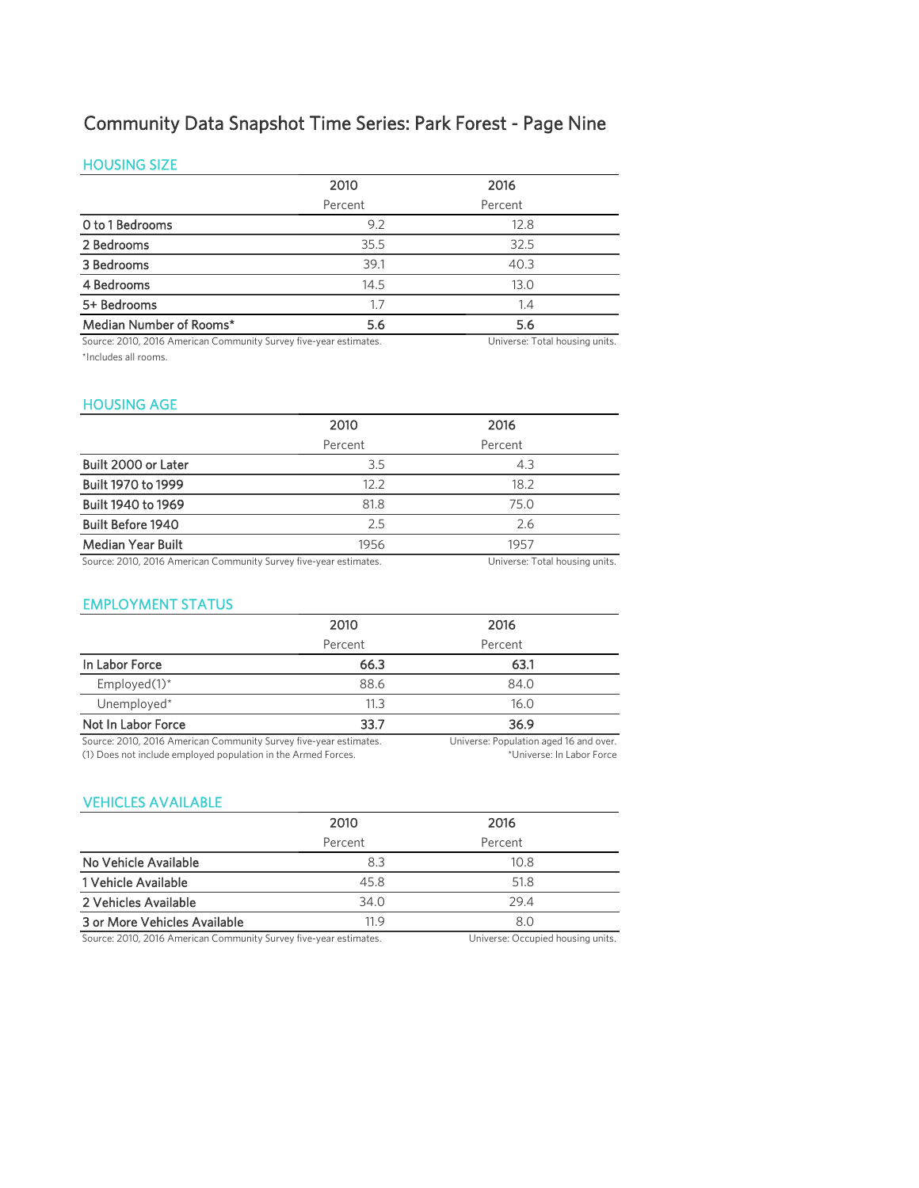# Community Data Snapshot Time Series: Park Forest - Page Nine

## HOUSING SIZE

| | 2010 | 2016 |
|---|---|---|
| | Percent | Percent |
| 0 to 1 Bedrooms | 9.2 | 12.8 |
| 2 Bedrooms | 35.5 | 32.5 |
| 3 Bedrooms | 39.1 | 40.3 |
| 4 Bedrooms | 14.5 | 13.0 |
| 5+ Bedrooms | 1.7 | 1.4 |
| **Median Number of Rooms*** | **5.6** | **5.6** |

Source: 2010, 2016 American Community Survey five-year estimates. Universe: Total housing units.

*Includes all rooms.

## HOUSING AGE

| | 2010 | 2016 |
|---|---|---|
| | Percent | Percent |
| Built 2000 or Later | 3.5 | 4.3 |
| Built 1970 to 1999 | 12.2 | 18.2 |
| Built 1940 to 1969 | 81.8 | 75.0 |
| Built Before 1940 | 2.5 | 2.6 |
| Median Year Built | 1956 | 1957 |

Source: 2010, 2016 American Community Survey five-year estimates. Universe: Total housing units.

## EMPLOYMENT STATUS

| | 2010 | 2016 |
|---|---|---|
| | Percent | Percent |
| **In Labor Force** | **66.3** | **63.1** |
| Employed(1)* | 88.6 | 84.0 |
| Unemployed* | 11.3 | 16.0 |
| **Not In Labor Force** | **33.7** | **36.9** |

Source: 2010, 2016 American Community Survey five-year estimates. Universe: Population aged 16 and over.

(1) Does not include employed population in the Armed Forces. *Universe: In Labor Force

## VEHICLES AVAILABLE

| | 2010 | 2016 |
|---|---|---|
| | Percent | Percent |
| No Vehicle Available | 8.3 | 10.8 |
| 1 Vehicle Available | 45.8 | 51.8 |
| 2 Vehicles Available | 34.0 | 29.4 |
| 3 or More Vehicles Available | 11.9 | 8.0 |

Source: 2010, 2016 American Community Survey five-year estimates. Universe: Occupied housing units.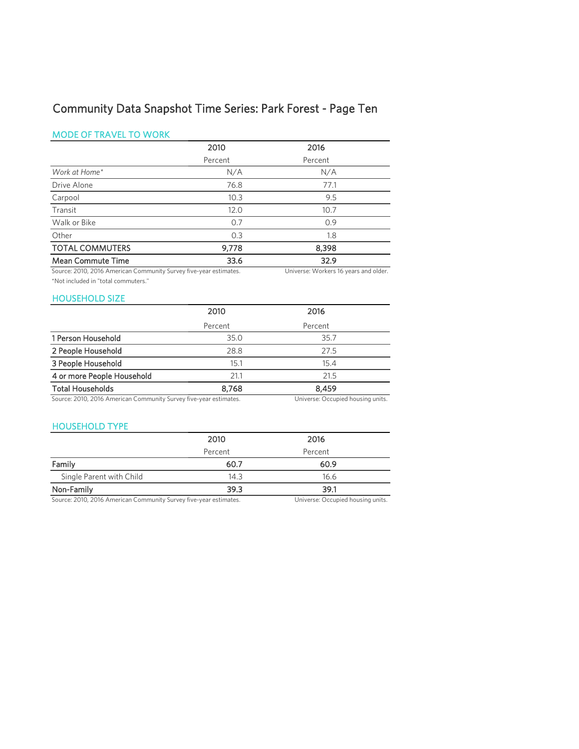# Community Data Snapshot Time Series: Park Forest - Page Ten

## MODE OF TRAVEL TO WORK

| | 2010 | 2016 |
|---|---|---|
| | Percent | Percent |
| *Work at Home** | N/A | N/A |
| Drive Alone | 76.8 | 77.1 |
| Carpool | 10.3 | 9.5 |
| Transit | 12.0 | 10.7 |
| Walk or Bike | 0.7 | 0.9 |
| Other | 0.3 | 1.8 |
| **TOTAL COMMUTERS** | **9,778** | **8,398** |
| **Mean Commute Time** | **33.6** | **32.9** |

Source: 2010, 2016 American Community Survey five-year estimates. Universe: Workers 16 years and older.

*Not included in "total commuters."

## HOUSEHOLD SIZE

| | 2010 | 2016 |
|---|---|---|
| | Percent | Percent |
| 1 Person Household | 35.0 | 35.7 |
| 2 People Household | 28.8 | 27.5 |
| 3 People Household | 15.1 | 15.4 |
| 4 or more People Household | 21.1 | 21.5 |
| **Total Households** | **8,768** | **8,459** |

Source: 2010, 2016 American Community Survey five-year estimates. Universe: Occupied housing units.

## HOUSEHOLD TYPE

| | 2010 | 2016 |
|---|---|---|
| | Percent | Percent |
| **Family** | **60.7** | **60.9** |
| Single Parent with Child | 14.3 | 16.6 |
| **Non-Family** | **39.3** | **39.1** |

Source: 2010, 2016 American Community Survey five-year estimates. Universe: Occupied housing units.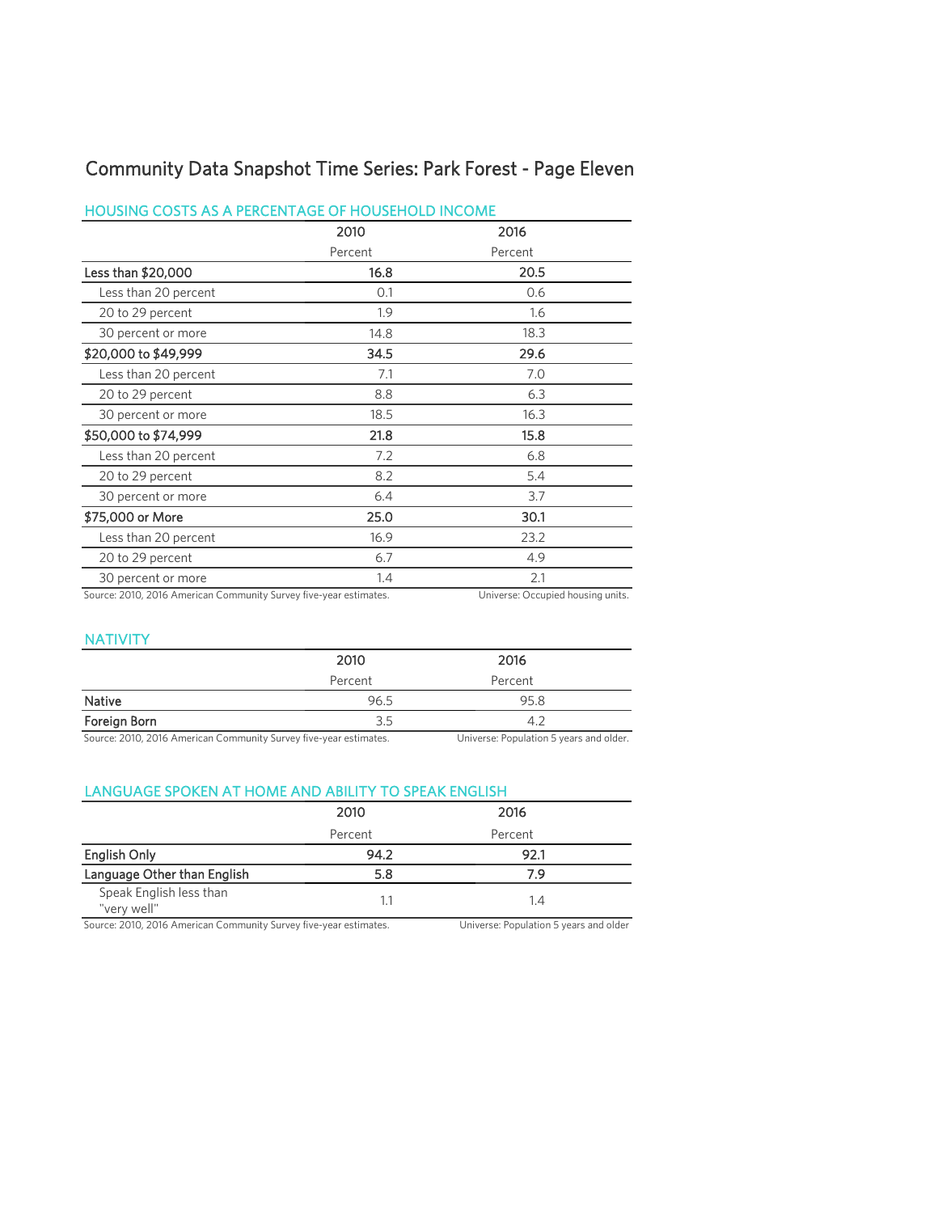# Community Data Snapshot Time Series: Park Forest - Page Eleven

## HOUSING COSTS AS A PERCENTAGE OF HOUSEHOLD INCOME

| | 2010 | 2016 |
|---|---|---|
| | Percent | Percent |
| **Less than $20,000** | **16.8** | **20.5** |
| Less than 20 percent | 0.1 | 0.6 |
| 20 to 29 percent | 1.9 | 1.6 |
| 30 percent or more | 14.8 | 18.3 |
| **$20,000 to $49,999** | **34.5** | **29.6** |
| Less than 20 percent | 7.1 | 7.0 |
| 20 to 29 percent | 8.8 | 6.3 |
| 30 percent or more | 18.5 | 16.3 |
| **$50,000 to $74,999** | **21.8** | **15.8** |
| Less than 20 percent | 7.2 | 6.8 |
| 20 to 29 percent | 8.2 | 5.4 |
| 30 percent or more | 6.4 | 3.7 |
| **$75,000 or More** | **25.0** | **30.1** |
| Less than 20 percent | 16.9 | 23.2 |
| 20 to 29 percent | 6.7 | 4.9 |
| 30 percent or more | 1.4 | 2.1 |

Source: 2010, 2016 American Community Survey five-year estimates. Universe: Occupied housing units.

## NATIVITY

| | 2010 | 2016 |
|---|---|---|
| | Percent | Percent |
| **Native** | 96.5 | 95.8 |
| **Foreign Born** | 3.5 | 4.2 |

Source: 2010, 2016 American Community Survey five-year estimates. Universe: Population 5 years and older.

## LANGUAGE SPOKEN AT HOME AND ABILITY TO SPEAK ENGLISH

| | 2010 | 2016 |
|---|---|---|
| | Percent | Percent |
| **English Only** | **94.2** | **92.1** |
| **Language Other than English** | **5.8** | **7.9** |
| Speak English less than "very well" | 1.1 | 1.4 |

Source: 2010, 2016 American Community Survey five-year estimates. Universe: Population 5 years and older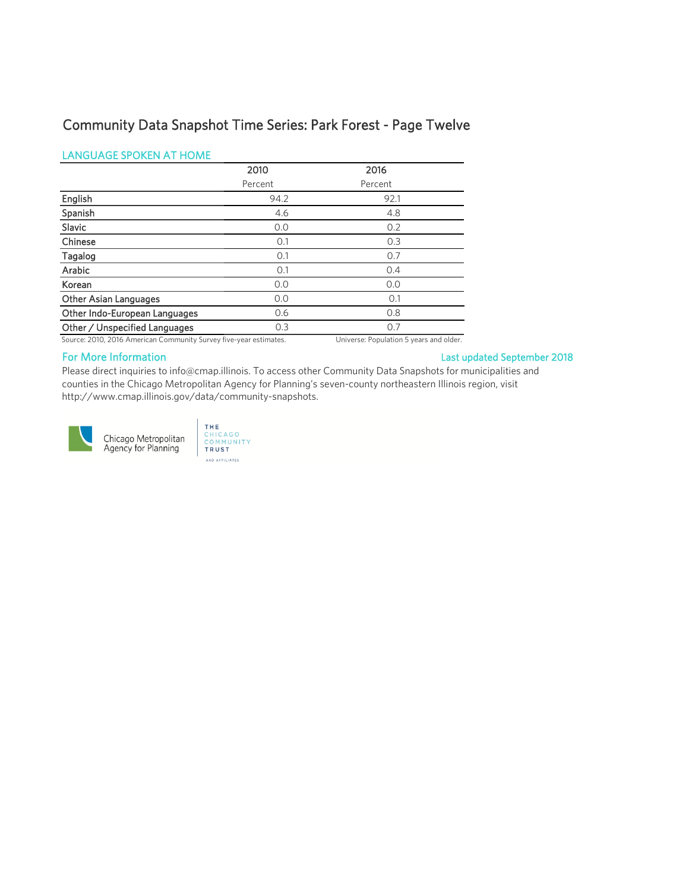# Community Data Snapshot Time Series: Park Forest - Page Twelve

## LANGUAGE SPOKEN AT HOME

| | 2010 | 2016 |
|---|---|---|
| | Percent | Percent |
| English | 94.2 | 92.1 |
| Spanish | 4.6 | 4.8 |
| Slavic | 0.0 | 0.2 |
| Chinese | 0.1 | 0.3 |
| Tagalog | 0.1 | 0.7 |
| Arabic | 0.1 | 0.4 |
| Korean | 0.0 | 0.0 |
| Other Asian Languages | 0.0 | 0.1 |
| Other Indo-European Languages | 0.6 | 0.8 |
| Other / Unspecified Languages | 0.3 | 0.7 |

Source: 2010, 2016 American Community Survey five-year estimates.

Universe: Population 5 years and older.

## For More Information

Last updated September 2018

Please direct inquiries to info@cmap.illinois. To access other Community Data Snapshots for municipalities and counties in the Chicago Metropolitan Agency for Planning's seven-county northeastern Illinois region, visit http://www.cmap.illinois.gov/data/community-snapshots.

Chicago Metropolitan Agency for Planning

THE CHICAGO COMMUNITY TRUST AND AFFILIATES